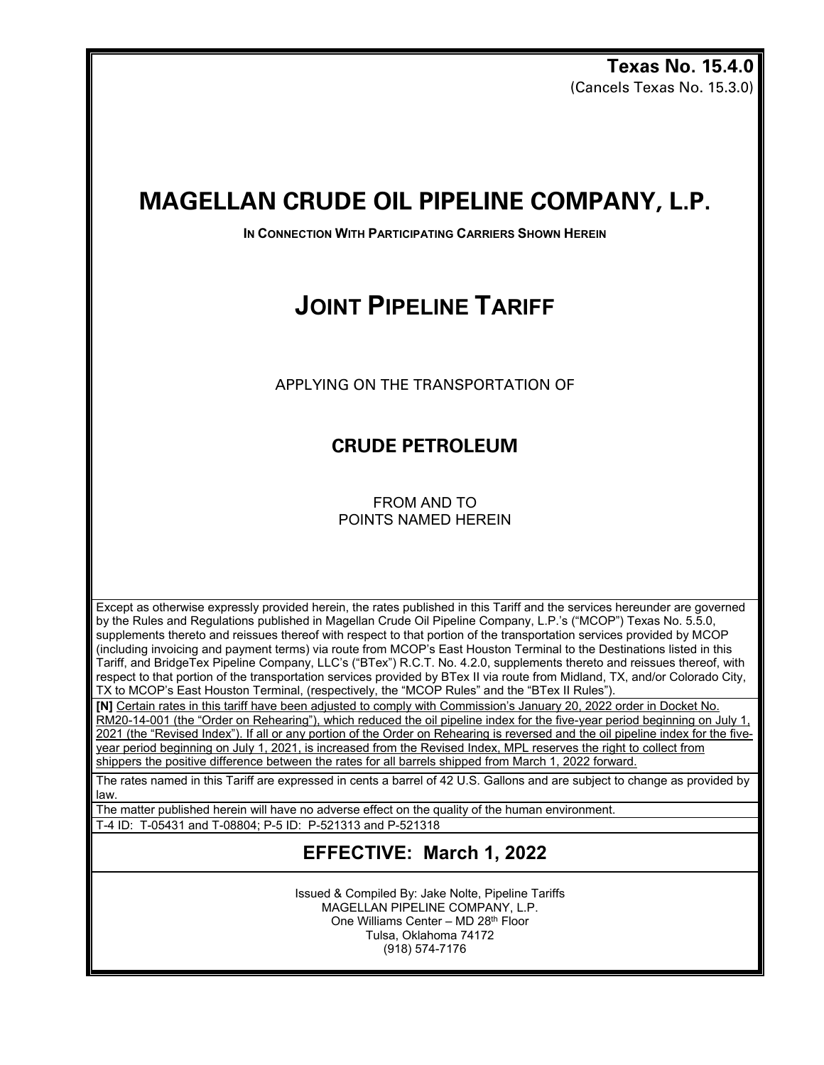**Texas No. 15.4.0**
(Cancels Texas No. 15.3.0)

# MAGELLAN CRUDE OIL PIPELINE COMPANY, L.P.

**IN CONNECTION WITH PARTICIPATING CARRIERS SHOWN HEREIN**

# JOINT PIPELINE TARIFF

APPLYING ON THE TRANSPORTATION OF

## CRUDE PETROLEUM

FROM AND TO
POINTS NAMED HEREIN

Except as otherwise expressly provided herein, the rates published in this Tariff and the services hereunder are governed by the Rules and Regulations published in Magellan Crude Oil Pipeline Company, L.P.'s ("MCOP") Texas No. 5.5.0, supplements thereto and reissues thereof with respect to that portion of the transportation services provided by MCOP (including invoicing and payment terms) via route from MCOP's East Houston Terminal to the Destinations listed in this Tariff, and BridgeTex Pipeline Company, LLC's ("BTex") R.C.T. No. 4.2.0, supplements thereto and reissues thereof, with respect to that portion of the transportation services provided by BTex II via route from Midland, TX, and/or Colorado City, TX to MCOP's East Houston Terminal, (respectively, the "MCOP Rules" and the "BTex II Rules").

**[N]** Certain rates in this tariff have been adjusted to comply with Commission's January 20, 2022 order in Docket No. RM20-14-001 (the "Order on Rehearing"), which reduced the oil pipeline index for the five-year period beginning on July 1, 2021 (the "Revised Index"). If all or any portion of the Order on Rehearing is reversed and the oil pipeline index for the five-year period beginning on July 1, 2021, is increased from the Revised Index, MPL reserves the right to collect from shippers the positive difference between the rates for all barrels shipped from March 1, 2022 forward.

The rates named in this Tariff are expressed in cents a barrel of 42 U.S. Gallons and are subject to change as provided by law.

The matter published herein will have no adverse effect on the quality of the human environment.

T-4 ID: T-05431 and T-08804; P-5 ID: P-521313 and P-521318

## EFFECTIVE: March 1, 2022

Issued & Compiled By: Jake Nolte, Pipeline Tariffs
MAGELLAN PIPELINE COMPANY, L.P.
One Williams Center – MD 28th Floor
Tulsa, Oklahoma 74172
(918) 574-7176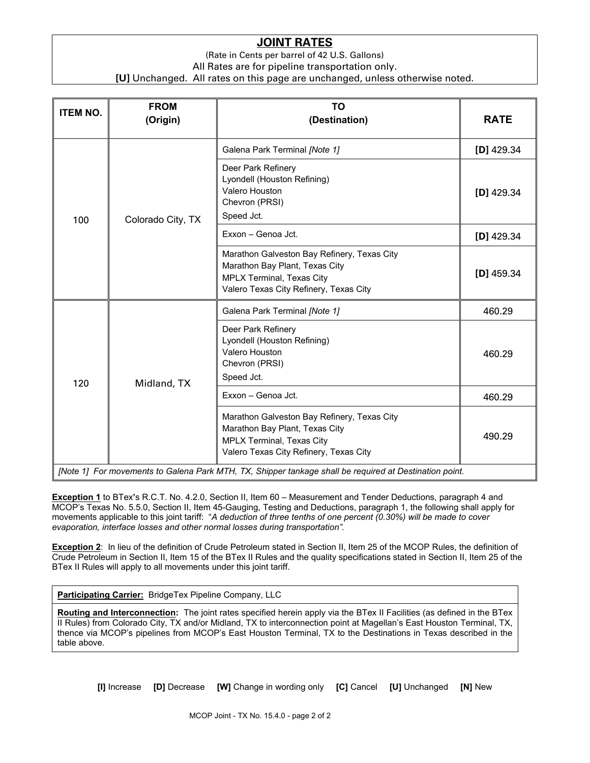# JOINT RATES

(Rate in Cents per barrel of 42 U.S. Gallons)

All Rates are for pipeline transportation only.

**[U]** Unchanged. All rates on this page are unchanged, unless otherwise noted.

| ITEM NO. | FROM (Origin) | TO (Destination) | RATE |
|---|---|---|---|
| 100 | Colorado City, TX | Galena Park Terminal *[Note 1]* | **[D]** 429.34 |
| | | Deer Park Refinery<br>Lyondell (Houston Refining)<br>Valero Houston<br>Chevron (PRSI)<br>Speed Jct. | **[D]** 429.34 |
| | | Exxon – Genoa Jct. | **[D]** 429.34 |
| | | Marathon Galveston Bay Refinery, Texas City<br>Marathon Bay Plant, Texas City<br>MPLX Terminal, Texas City<br>Valero Texas City Refinery, Texas City | **[D]** 459.34 |
| 120 | Midland, TX | Galena Park Terminal *[Note 1]* | 460.29 |
| | | Deer Park Refinery<br>Lyondell (Houston Refining)<br>Valero Houston<br>Chevron (PRSI)<br>Speed Jct. | 460.29 |
| | | Exxon – Genoa Jct. | 460.29 |
| | | Marathon Galveston Bay Refinery, Texas City<br>Marathon Bay Plant, Texas City<br>MPLX Terminal, Texas City<br>Valero Texas City Refinery, Texas City | 490.29 |

*[Note 1] For movements to Galena Park MTH, TX, Shipper tankage shall be required at Destination point.*

**Exception 1** to BTex's R.C.T. No. 4.2.0, Section II, Item 60 – Measurement and Tender Deductions, paragraph 4 and MCOP's Texas No. 5.5.0, Section II, Item 45-Gauging, Testing and Deductions, paragraph 1, the following shall apply for movements applicable to this joint tariff: "*A deduction of three tenths of one percent (0.30%) will be made to cover evaporation, interface losses and other normal losses during transportation".*

**Exception 2**: In lieu of the definition of Crude Petroleum stated in Section II, Item 25 of the MCOP Rules, the definition of Crude Petroleum in Section II, Item 15 of the BTex II Rules and the quality specifications stated in Section II, Item 25 of the BTex II Rules will apply to all movements under this joint tariff.

**Participating Carrier:** BridgeTex Pipeline Company, LLC

**Routing and Interconnection:** The joint rates specified herein apply via the BTex II Facilities (as defined in the BTex II Rules) from Colorado City, TX and/or Midland, TX to interconnection point at Magellan's East Houston Terminal, TX, thence via MCOP's pipelines from MCOP's East Houston Terminal, TX to the Destinations in Texas described in the table above.

**[I]** Increase **[D]** Decrease **[W]** Change in wording only **[C]** Cancel **[U]** Unchanged **[N]** New

MCOP Joint - TX No. 15.4.0